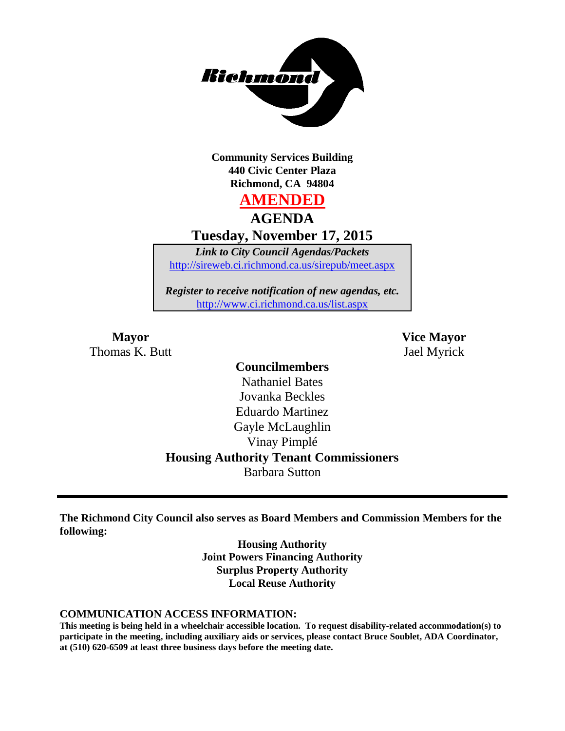**Community Services Building**
**440 Civic Center Plaza**
**Richmond, CA 94804**

# AMENDED

# AGENDA

## Tuesday, November 17, 2015

***Link to City Council Agendas/Packets***
http://sireweb.ci.richmond.ca.us/sirepub/meet.aspx

***Register to receive notification of new agendas, etc.***
http://www.ci.richmond.ca.us/list.aspx

**Mayor**
Thomas K. Butt

**Vice Mayor**
Jael Myrick

**Councilmembers**
Nathaniel Bates
Jovanka Beckles
Eduardo Martinez
Gayle McLaughlin
Vinay Pimplé

**Housing Authority Tenant Commissioners**
Barbara Sutton

---

**The Richmond City Council also serves as Board Members and Commission Members for the following:**

**Housing Authority**
**Joint Powers Financing Authority**
**Surplus Property Authority**
**Local Reuse Authority**

**COMMUNICATION ACCESS INFORMATION:**
**This meeting is being held in a wheelchair accessible location. To request disability-related accommodation(s) to participate in the meeting, including auxiliary aids or services, please contact Bruce Soublet, ADA Coordinator, at (510) 620-6509 at least three business days before the meeting date.**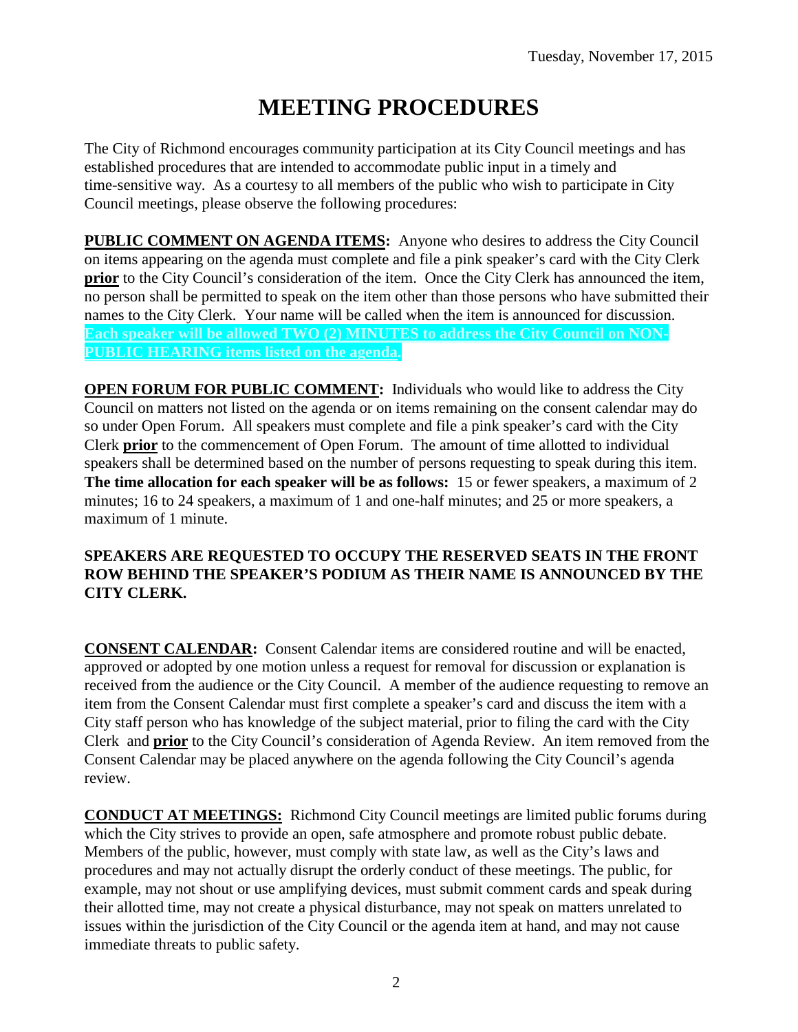# MEETING PROCEDURES

The City of Richmond encourages community participation at its City Council meetings and has established procedures that are intended to accommodate public input in a timely and time-sensitive way. As a courtesy to all members of the public who wish to participate in City Council meetings, please observe the following procedures:

**PUBLIC COMMENT ON AGENDA ITEMS:** Anyone who desires to address the City Council on items appearing on the agenda must complete and file a pink speaker's card with the City Clerk **prior** to the City Council's consideration of the item. Once the City Clerk has announced the item, no person shall be permitted to speak on the item other than those persons who have submitted their names to the City Clerk. Your name will be called when the item is announced for discussion. **Each speaker will be allowed TWO (2) MINUTES to address the City Council on NON-PUBLIC HEARING items listed on the agenda.**

**OPEN FORUM FOR PUBLIC COMMENT:** Individuals who would like to address the City Council on matters not listed on the agenda or on items remaining on the consent calendar may do so under Open Forum. All speakers must complete and file a pink speaker's card with the City Clerk **prior** to the commencement of Open Forum. The amount of time allotted to individual speakers shall be determined based on the number of persons requesting to speak during this item. **The time allocation for each speaker will be as follows:** 15 or fewer speakers, a maximum of 2 minutes; 16 to 24 speakers, a maximum of 1 and one-half minutes; and 25 or more speakers, a maximum of 1 minute.

**SPEAKERS ARE REQUESTED TO OCCUPY THE RESERVED SEATS IN THE FRONT ROW BEHIND THE SPEAKER'S PODIUM AS THEIR NAME IS ANNOUNCED BY THE CITY CLERK.**

**CONSENT CALENDAR:** Consent Calendar items are considered routine and will be enacted, approved or adopted by one motion unless a request for removal for discussion or explanation is received from the audience or the City Council. A member of the audience requesting to remove an item from the Consent Calendar must first complete a speaker's card and discuss the item with a City staff person who has knowledge of the subject material, prior to filing the card with the City Clerk and **prior** to the City Council's consideration of Agenda Review. An item removed from the Consent Calendar may be placed anywhere on the agenda following the City Council's agenda review.

**CONDUCT AT MEETINGS:** Richmond City Council meetings are limited public forums during which the City strives to provide an open, safe atmosphere and promote robust public debate. Members of the public, however, must comply with state law, as well as the City's laws and procedures and may not actually disrupt the orderly conduct of these meetings. The public, for example, may not shout or use amplifying devices, must submit comment cards and speak during their allotted time, may not create a physical disturbance, may not speak on matters unrelated to issues within the jurisdiction of the City Council or the agenda item at hand, and may not cause immediate threats to public safety.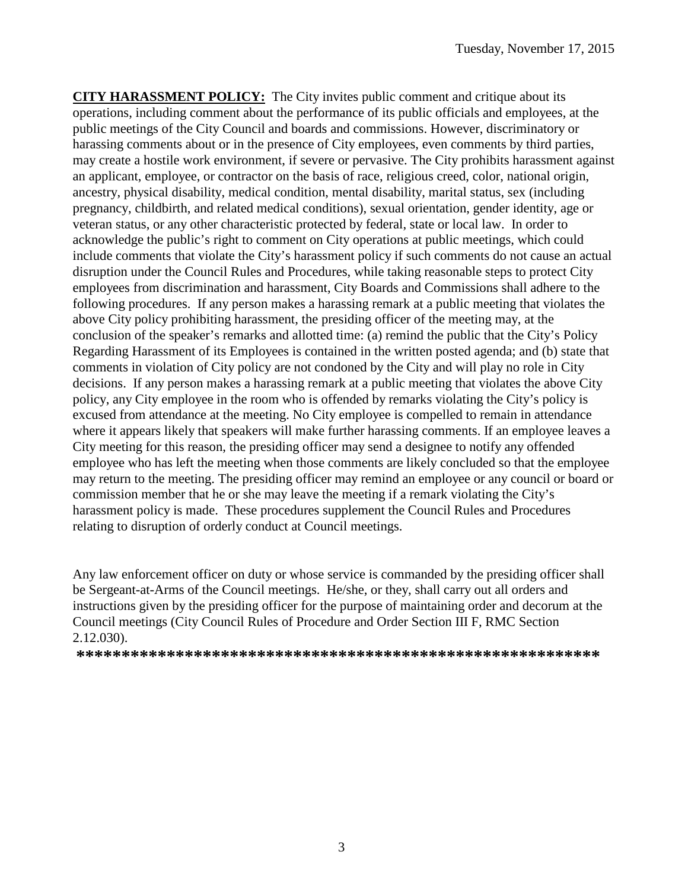**CITY HARASSMENT POLICY:** The City invites public comment and critique about its operations, including comment about the performance of its public officials and employees, at the public meetings of the City Council and boards and commissions. However, discriminatory or harassing comments about or in the presence of City employees, even comments by third parties, may create a hostile work environment, if severe or pervasive. The City prohibits harassment against an applicant, employee, or contractor on the basis of race, religious creed, color, national origin, ancestry, physical disability, medical condition, mental disability, marital status, sex (including pregnancy, childbirth, and related medical conditions), sexual orientation, gender identity, age or veteran status, or any other characteristic protected by federal, state or local law. In order to acknowledge the public's right to comment on City operations at public meetings, which could include comments that violate the City's harassment policy if such comments do not cause an actual disruption under the Council Rules and Procedures, while taking reasonable steps to protect City employees from discrimination and harassment, City Boards and Commissions shall adhere to the following procedures. If any person makes a harassing remark at a public meeting that violates the above City policy prohibiting harassment, the presiding officer of the meeting may, at the conclusion of the speaker's remarks and allotted time: (a) remind the public that the City's Policy Regarding Harassment of its Employees is contained in the written posted agenda; and (b) state that comments in violation of City policy are not condoned by the City and will play no role in City decisions. If any person makes a harassing remark at a public meeting that violates the above City policy, any City employee in the room who is offended by remarks violating the City's policy is excused from attendance at the meeting. No City employee is compelled to remain in attendance where it appears likely that speakers will make further harassing comments. If an employee leaves a City meeting for this reason, the presiding officer may send a designee to notify any offended employee who has left the meeting when those comments are likely concluded so that the employee may return to the meeting. The presiding officer may remind an employee or any council or board or commission member that he or she may leave the meeting if a remark violating the City's harassment policy is made. These procedures supplement the Council Rules and Procedures relating to disruption of orderly conduct at Council meetings.

Any law enforcement officer on duty or whose service is commanded by the presiding officer shall be Sergeant-at-Arms of the Council meetings. He/she, or they, shall carry out all orders and instructions given by the presiding officer for the purpose of maintaining order and decorum at the Council meetings (City Council Rules of Procedure and Order Section III F, RMC Section 2.12.030).

**\*\*\*\*\*\*\*\*\*\*\*\*\*\*\*\*\*\*\*\*\*\*\*\*\*\*\*\*\*\*\*\*\*\*\*\*\*\*\*\*\*\*\*\*\*\*\*\*\*\*\*\*\*\*\*\*\*\*\*\***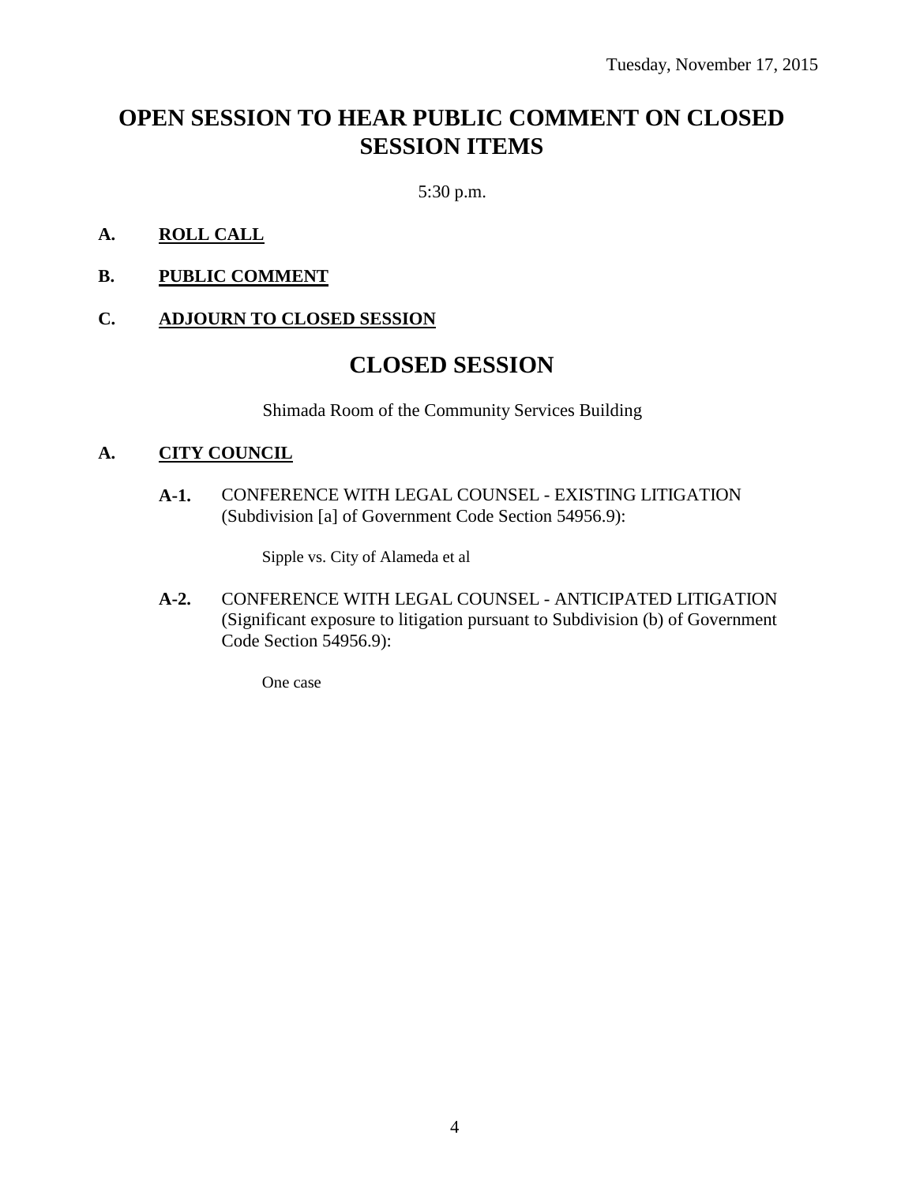Tuesday, November 17, 2015

# OPEN SESSION TO HEAR PUBLIC COMMENT ON CLOSED SESSION ITEMS

5:30 p.m.

**A.** **ROLL CALL**

**B.** **PUBLIC COMMENT**

**C.** **ADJOURN TO CLOSED SESSION**

# CLOSED SESSION

Shimada Room of the Community Services Building

**A.** **CITY COUNCIL**

**A-1.** CONFERENCE WITH LEGAL COUNSEL - EXISTING LITIGATION (Subdivision [a] of Government Code Section 54956.9):

Sipple vs. City of Alameda et al

**A-2.** CONFERENCE WITH LEGAL COUNSEL - ANTICIPATED LITIGATION (Significant exposure to litigation pursuant to Subdivision (b) of Government Code Section 54956.9):

One case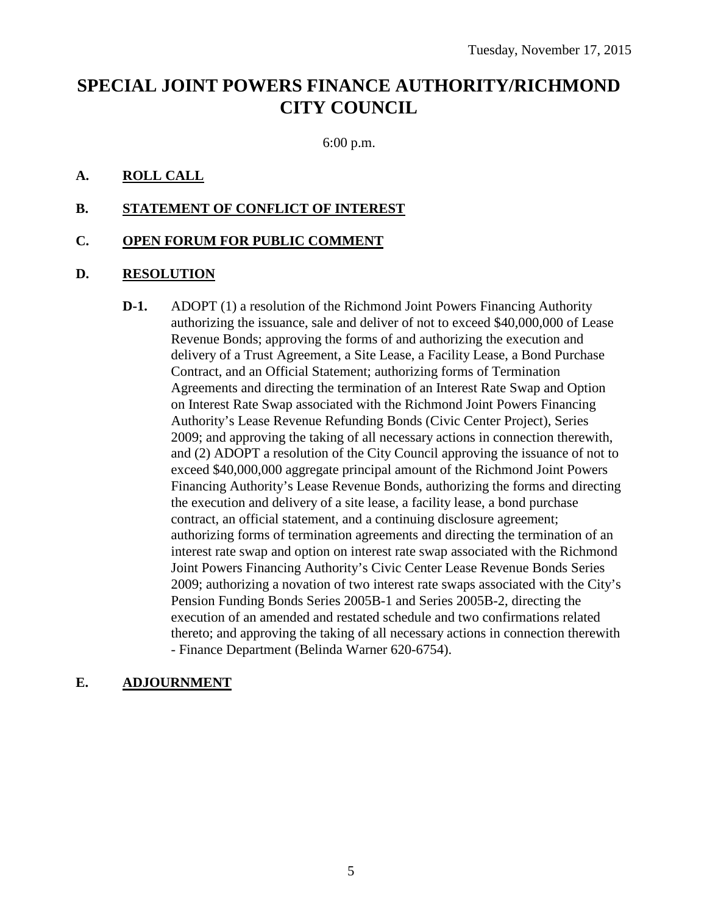Tuesday, November 17, 2015

# SPECIAL JOINT POWERS FINANCE AUTHORITY/RICHMOND CITY COUNCIL

6:00 p.m.

**A. ROLL CALL**

**B. STATEMENT OF CONFLICT OF INTEREST**

**C. OPEN FORUM FOR PUBLIC COMMENT**

**D. RESOLUTION**

**D-1.** ADOPT (1) a resolution of the Richmond Joint Powers Financing Authority authorizing the issuance, sale and deliver of not to exceed $40,000,000 of Lease Revenue Bonds; approving the forms of and authorizing the execution and delivery of a Trust Agreement, a Site Lease, a Facility Lease, a Bond Purchase Contract, and an Official Statement; authorizing forms of Termination Agreements and directing the termination of an Interest Rate Swap and Option on Interest Rate Swap associated with the Richmond Joint Powers Financing Authority's Lease Revenue Refunding Bonds (Civic Center Project), Series 2009; and approving the taking of all necessary actions in connection therewith, and (2) ADOPT a resolution of the City Council approving the issuance of not to exceed $40,000,000 aggregate principal amount of the Richmond Joint Powers Financing Authority's Lease Revenue Bonds, authorizing the forms and directing the execution and delivery of a site lease, a facility lease, a bond purchase contract, an official statement, and a continuing disclosure agreement; authorizing forms of termination agreements and directing the termination of an interest rate swap and option on interest rate swap associated with the Richmond Joint Powers Financing Authority's Civic Center Lease Revenue Bonds Series 2009; authorizing a novation of two interest rate swaps associated with the City's Pension Funding Bonds Series 2005B-1 and Series 2005B-2, directing the execution of an amended and restated schedule and two confirmations related thereto; and approving the taking of all necessary actions in connection therewith - Finance Department (Belinda Warner 620-6754).

**E. ADJOURNMENT**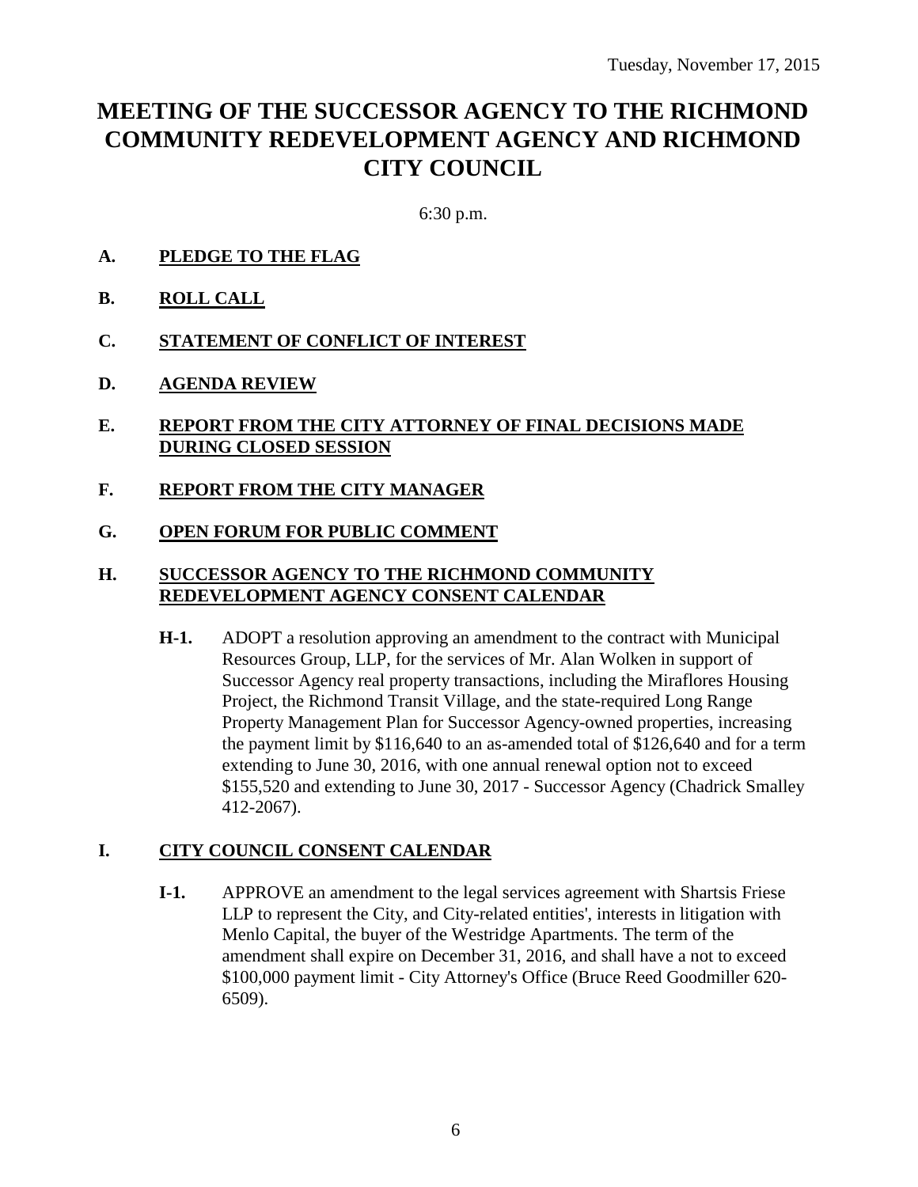Tuesday, November 17, 2015

# MEETING OF THE SUCCESSOR AGENCY TO THE RICHMOND COMMUNITY REDEVELOPMENT AGENCY AND RICHMOND CITY COUNCIL

6:30 p.m.

**A. PLEDGE TO THE FLAG**

**B. ROLL CALL**

**C. STATEMENT OF CONFLICT OF INTEREST**

**D. AGENDA REVIEW**

**E. REPORT FROM THE CITY ATTORNEY OF FINAL DECISIONS MADE DURING CLOSED SESSION**

**F. REPORT FROM THE CITY MANAGER**

**G. OPEN FORUM FOR PUBLIC COMMENT**

**H. SUCCESSOR AGENCY TO THE RICHMOND COMMUNITY REDEVELOPMENT AGENCY CONSENT CALENDAR**

**H-1.** ADOPT a resolution approving an amendment to the contract with Municipal Resources Group, LLP, for the services of Mr. Alan Wolken in support of Successor Agency real property transactions, including the Miraflores Housing Project, the Richmond Transit Village, and the state-required Long Range Property Management Plan for Successor Agency-owned properties, increasing the payment limit by $116,640 to an as-amended total of $126,640 and for a term extending to June 30, 2016, with one annual renewal option not to exceed $155,520 and extending to June 30, 2017 - Successor Agency (Chadrick Smalley 412-2067).

**I. CITY COUNCIL CONSENT CALENDAR**

**I-1.** APPROVE an amendment to the legal services agreement with Shartsis Friese LLP to represent the City, and City-related entities', interests in litigation with Menlo Capital, the buyer of the Westridge Apartments. The term of the amendment shall expire on December 31, 2016, and shall have a not to exceed $100,000 payment limit - City Attorney's Office (Bruce Reed Goodmiller 620-6509).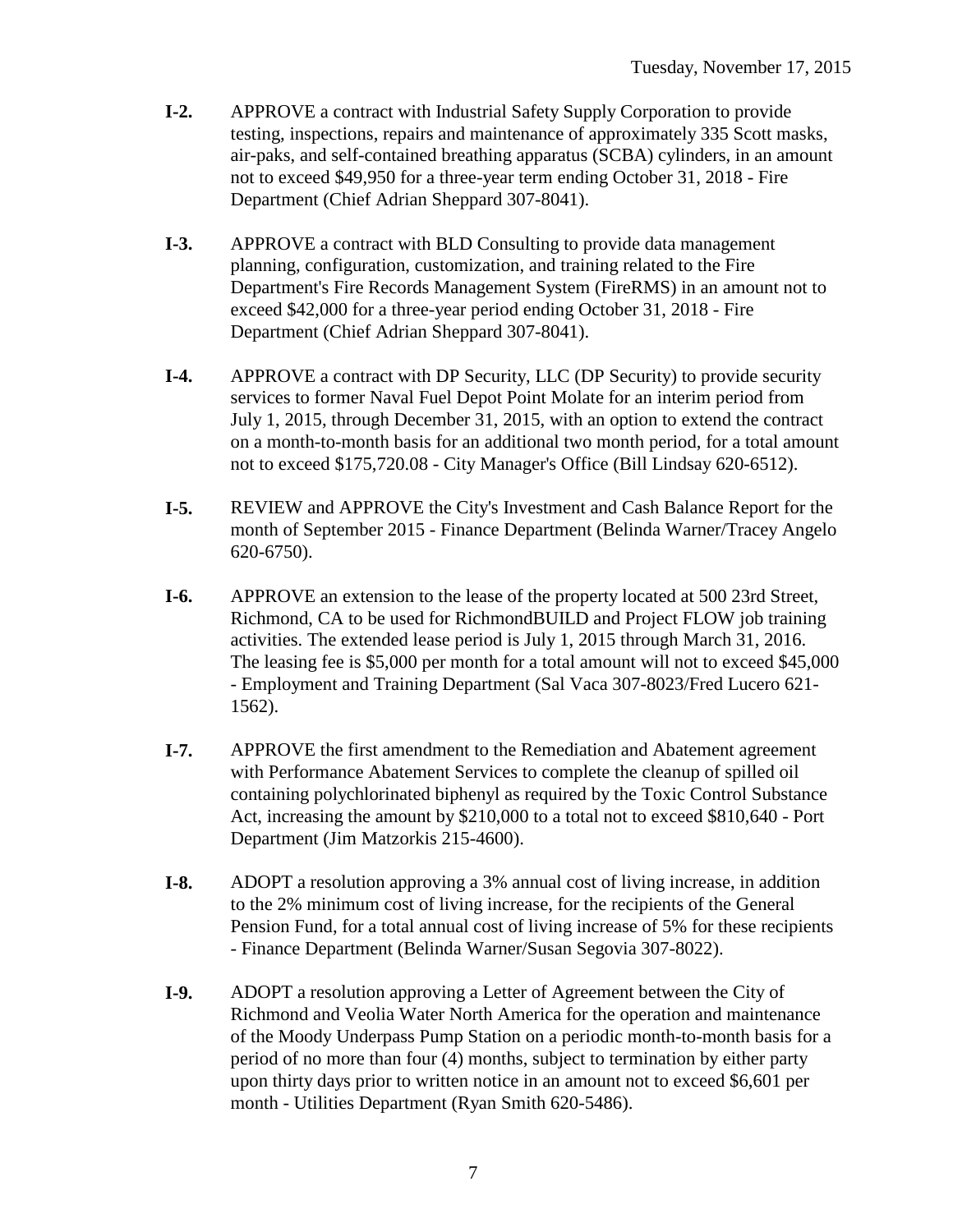**I-2.** APPROVE a contract with Industrial Safety Supply Corporation to provide testing, inspections, repairs and maintenance of approximately 335 Scott masks, air-paks, and self-contained breathing apparatus (SCBA) cylinders, in an amount not to exceed $49,950 for a three-year term ending October 31, 2018 - Fire Department (Chief Adrian Sheppard 307-8041).

**I-3.** APPROVE a contract with BLD Consulting to provide data management planning, configuration, customization, and training related to the Fire Department's Fire Records Management System (FireRMS) in an amount not to exceed $42,000 for a three-year period ending October 31, 2018 - Fire Department (Chief Adrian Sheppard 307-8041).

**I-4.** APPROVE a contract with DP Security, LLC (DP Security) to provide security services to former Naval Fuel Depot Point Molate for an interim period from July 1, 2015, through December 31, 2015, with an option to extend the contract on a month-to-month basis for an additional two month period, for a total amount not to exceed $175,720.08 - City Manager's Office (Bill Lindsay 620-6512).

**I-5.** REVIEW and APPROVE the City's Investment and Cash Balance Report for the month of September 2015 - Finance Department (Belinda Warner/Tracey Angelo 620-6750).

**I-6.** APPROVE an extension to the lease of the property located at 500 23rd Street, Richmond, CA to be used for RichmondBUILD and Project FLOW job training activities. The extended lease period is July 1, 2015 through March 31, 2016. The leasing fee is $5,000 per month for a total amount will not to exceed $45,000 - Employment and Training Department (Sal Vaca 307-8023/Fred Lucero 621-1562).

**I-7.** APPROVE the first amendment to the Remediation and Abatement agreement with Performance Abatement Services to complete the cleanup of spilled oil containing polychlorinated biphenyl as required by the Toxic Control Substance Act, increasing the amount by $210,000 to a total not to exceed $810,640 - Port Department (Jim Matzorkis 215-4600).

**I-8.** ADOPT a resolution approving a 3% annual cost of living increase, in addition to the 2% minimum cost of living increase, for the recipients of the General Pension Fund, for a total annual cost of living increase of 5% for these recipients - Finance Department (Belinda Warner/Susan Segovia 307-8022).

**I-9.** ADOPT a resolution approving a Letter of Agreement between the City of Richmond and Veolia Water North America for the operation and maintenance of the Moody Underpass Pump Station on a periodic month-to-month basis for a period of no more than four (4) months, subject to termination by either party upon thirty days prior to written notice in an amount not to exceed $6,601 per month - Utilities Department (Ryan Smith 620-5486).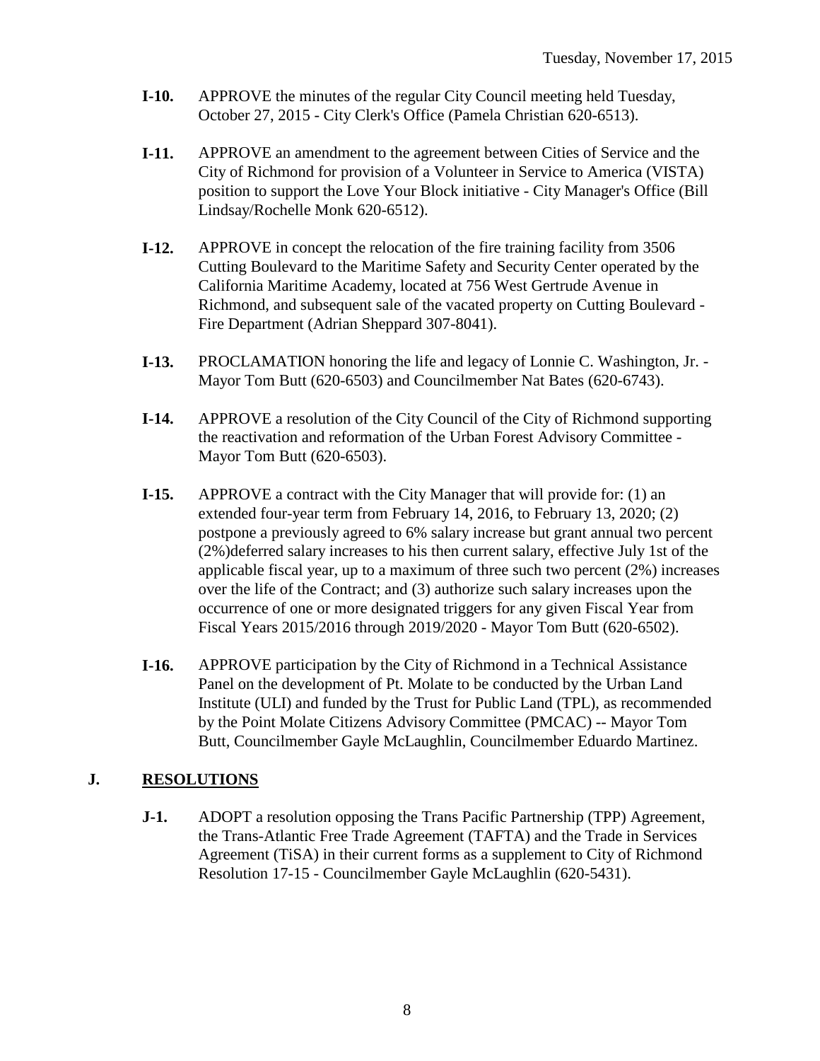- **I-10.** APPROVE the minutes of the regular City Council meeting held Tuesday, October 27, 2015 - City Clerk's Office (Pamela Christian 620-6513).

- **I-11.** APPROVE an amendment to the agreement between Cities of Service and the City of Richmond for provision of a Volunteer in Service to America (VISTA) position to support the Love Your Block initiative - City Manager's Office (Bill Lindsay/Rochelle Monk 620-6512).

- **I-12.** APPROVE in concept the relocation of the fire training facility from 3506 Cutting Boulevard to the Maritime Safety and Security Center operated by the California Maritime Academy, located at 756 West Gertrude Avenue in Richmond, and subsequent sale of the vacated property on Cutting Boulevard - Fire Department (Adrian Sheppard 307-8041).

- **I-13.** PROCLAMATION honoring the life and legacy of Lonnie C. Washington, Jr. - Mayor Tom Butt (620-6503) and Councilmember Nat Bates (620-6743).

- **I-14.** APPROVE a resolution of the City Council of the City of Richmond supporting the reactivation and reformation of the Urban Forest Advisory Committee - Mayor Tom Butt (620-6503).

- **I-15.** APPROVE a contract with the City Manager that will provide for: (1) an extended four-year term from February 14, 2016, to February 13, 2020; (2) postpone a previously agreed to 6% salary increase but grant annual two percent (2%)deferred salary increases to his then current salary, effective July 1st of the applicable fiscal year, up to a maximum of three such two percent (2%) increases over the life of the Contract; and (3) authorize such salary increases upon the occurrence of one or more designated triggers for any given Fiscal Year from Fiscal Years 2015/2016 through 2019/2020 - Mayor Tom Butt (620-6502).

- **I-16.** APPROVE participation by the City of Richmond in a Technical Assistance Panel on the development of Pt. Molate to be conducted by the Urban Land Institute (ULI) and funded by the Trust for Public Land (TPL), as recommended by the Point Molate Citizens Advisory Committee (PMCAC) -- Mayor Tom Butt, Councilmember Gayle McLaughlin, Councilmember Eduardo Martinez.

## J. RESOLUTIONS

- **J-1.** ADOPT a resolution opposing the Trans Pacific Partnership (TPP) Agreement, the Trans-Atlantic Free Trade Agreement (TAFTA) and the Trade in Services Agreement (TiSA) in their current forms as a supplement to City of Richmond Resolution 17-15 - Councilmember Gayle McLaughlin (620-5431).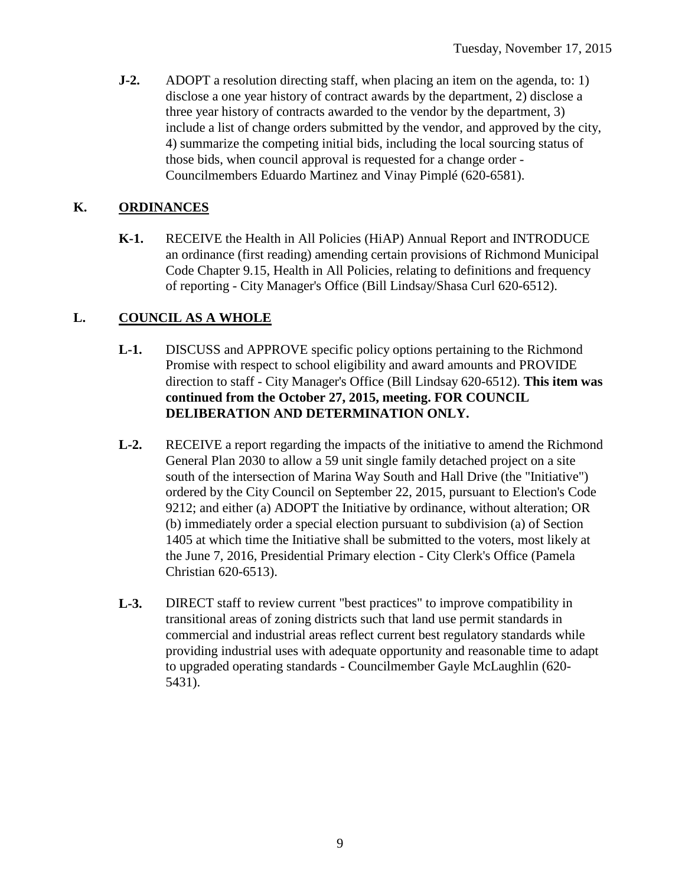**J-2.** ADOPT a resolution directing staff, when placing an item on the agenda, to: 1) disclose a one year history of contract awards by the department, 2) disclose a three year history of contracts awarded to the vendor by the department, 3) include a list of change orders submitted by the vendor, and approved by the city, 4) summarize the competing initial bids, including the local sourcing status of those bids, when council approval is requested for a change order - Councilmembers Eduardo Martinez and Vinay Pimplé (620-6581).

## K. ORDINANCES

**K-1.** RECEIVE the Health in All Policies (HiAP) Annual Report and INTRODUCE an ordinance (first reading) amending certain provisions of Richmond Municipal Code Chapter 9.15, Health in All Policies, relating to definitions and frequency of reporting - City Manager's Office (Bill Lindsay/Shasa Curl 620-6512).

## L. COUNCIL AS A WHOLE

**L-1.** DISCUSS and APPROVE specific policy options pertaining to the Richmond Promise with respect to school eligibility and award amounts and PROVIDE direction to staff - City Manager's Office (Bill Lindsay 620-6512). **This item was continued from the October 27, 2015, meeting. FOR COUNCIL DELIBERATION AND DETERMINATION ONLY.**

**L-2.** RECEIVE a report regarding the impacts of the initiative to amend the Richmond General Plan 2030 to allow a 59 unit single family detached project on a site south of the intersection of Marina Way South and Hall Drive (the "Initiative") ordered by the City Council on September 22, 2015, pursuant to Election's Code 9212; and either (a) ADOPT the Initiative by ordinance, without alteration; OR (b) immediately order a special election pursuant to subdivision (a) of Section 1405 at which time the Initiative shall be submitted to the voters, most likely at the June 7, 2016, Presidential Primary election - City Clerk's Office (Pamela Christian 620-6513).

**L-3.** DIRECT staff to review current "best practices" to improve compatibility in transitional areas of zoning districts such that land use permit standards in commercial and industrial areas reflect current best regulatory standards while providing industrial uses with adequate opportunity and reasonable time to adapt to upgraded operating standards - Councilmember Gayle McLaughlin (620-5431).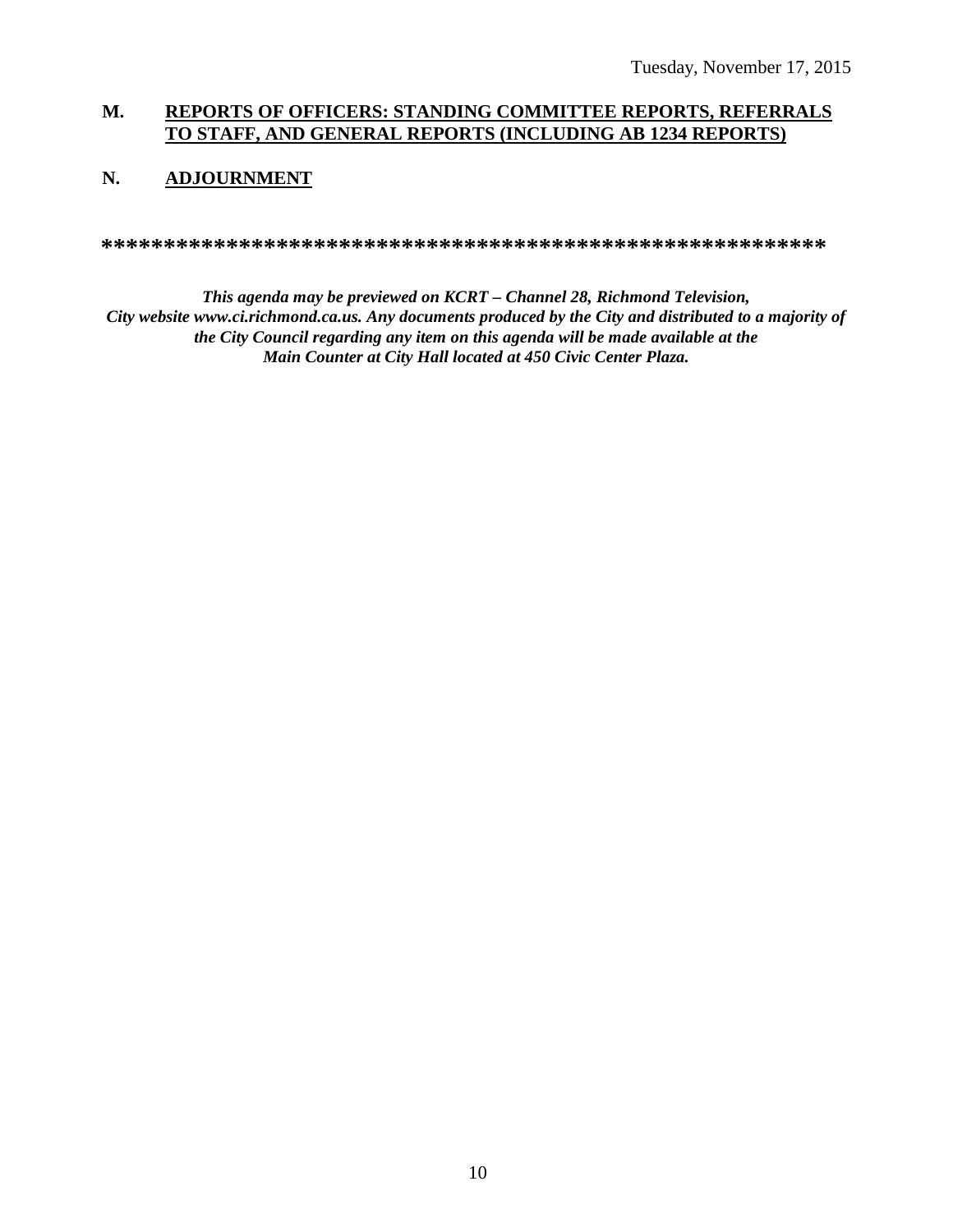Tuesday, November 17, 2015

**M. <u>REPORTS OF OFFICERS: STANDING COMMITTEE REPORTS, REFERRALS TO STAFF, AND GENERAL REPORTS (INCLUDING AB 1234 REPORTS)</u>**

**N. <u>ADJOURNMENT</u>**

**\*\*\*\*\*\*\*\*\*\*\*\*\*\*\*\*\*\*\*\*\*\*\*\*\*\*\*\*\*\*\*\*\*\*\*\*\*\*\*\*\*\*\*\*\*\*\*\*\*\*\*\*\*\*\*\*\*\*\*\***

***This agenda may be previewed on KCRT – Channel 28, Richmond Television, City website www.ci.richmond.ca.us. Any documents produced by the City and distributed to a majority of the City Council regarding any item on this agenda will be made available at the Main Counter at City Hall located at 450 Civic Center Plaza.***